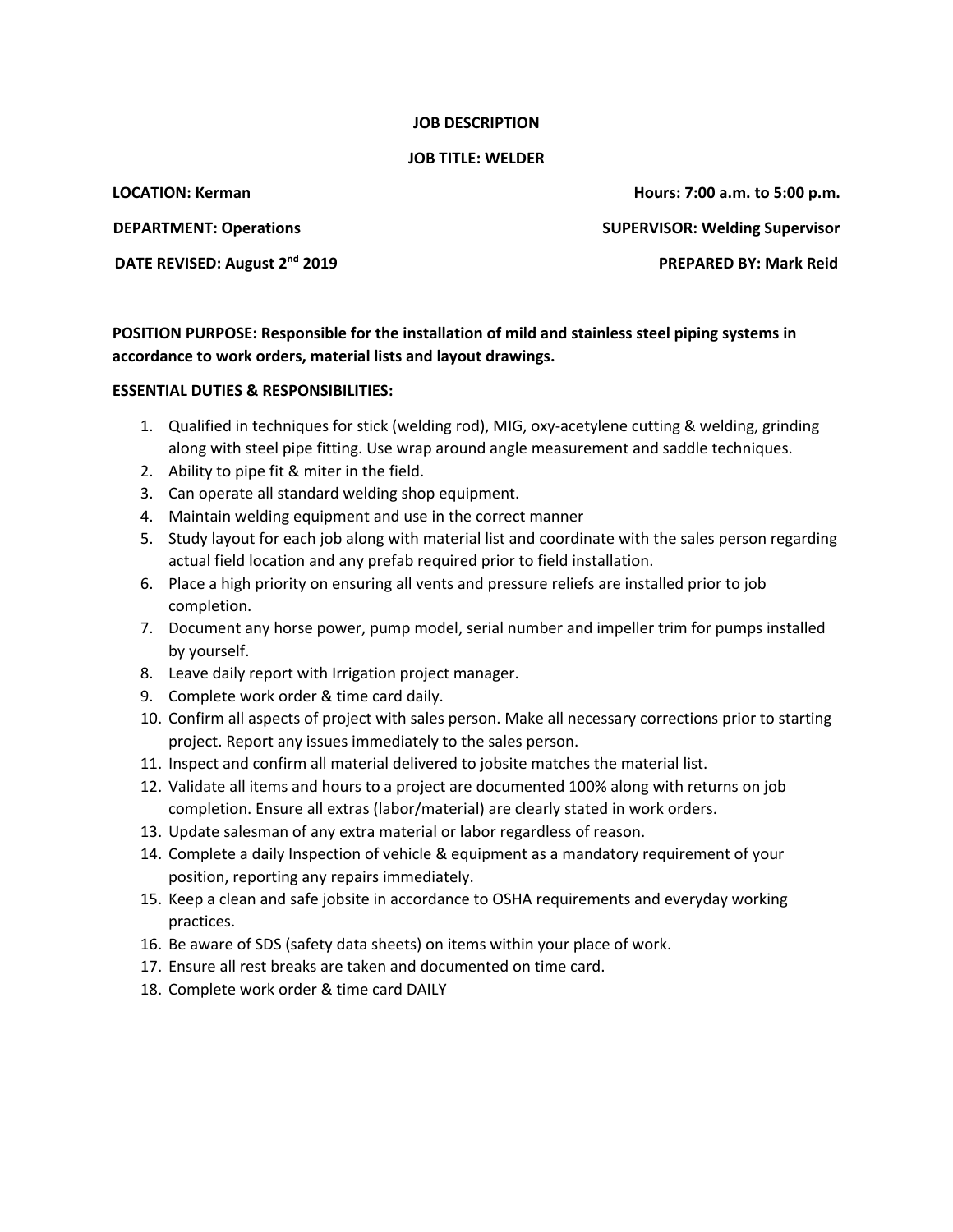# JOB DESCRIPTION

## JOB TITLE: WELDER

**LOCATION: Kerman** | **Hours: 7:00 a.m. to 5:00 p.m.**

**DEPARTMENT: Operations** | **SUPERVISOR: Welding Supervisor**

**DATE REVISED: August 2nd 2019** | **PREPARED BY: Mark Reid**

**POSITION PURPOSE: Responsible for the installation of mild and stainless steel piping systems in accordance to work orders, material lists and layout drawings.**

**ESSENTIAL DUTIES & RESPONSIBILITIES:**

1. Qualified in techniques for stick (welding rod), MIG, oxy-acetylene cutting & welding, grinding along with steel pipe fitting. Use wrap around angle measurement and saddle techniques.
2. Ability to pipe fit & miter in the field.
3. Can operate all standard welding shop equipment.
4. Maintain welding equipment and use in the correct manner
5. Study layout for each job along with material list and coordinate with the sales person regarding actual field location and any prefab required prior to field installation.
6. Place a high priority on ensuring all vents and pressure reliefs are installed prior to job completion.
7. Document any horse power, pump model, serial number and impeller trim for pumps installed by yourself.
8. Leave daily report with Irrigation project manager.
9. Complete work order & time card daily.
10. Confirm all aspects of project with sales person. Make all necessary corrections prior to starting project. Report any issues immediately to the sales person.
11. Inspect and confirm all material delivered to jobsite matches the material list.
12. Validate all items and hours to a project are documented 100% along with returns on job completion. Ensure all extras (labor/material) are clearly stated in work orders.
13. Update salesman of any extra material or labor regardless of reason.
14. Complete a daily Inspection of vehicle & equipment as a mandatory requirement of your position, reporting any repairs immediately.
15. Keep a clean and safe jobsite in accordance to OSHA requirements and everyday working practices.
16. Be aware of SDS (safety data sheets) on items within your place of work.
17. Ensure all rest breaks are taken and documented on time card.
18. Complete work order & time card DAILY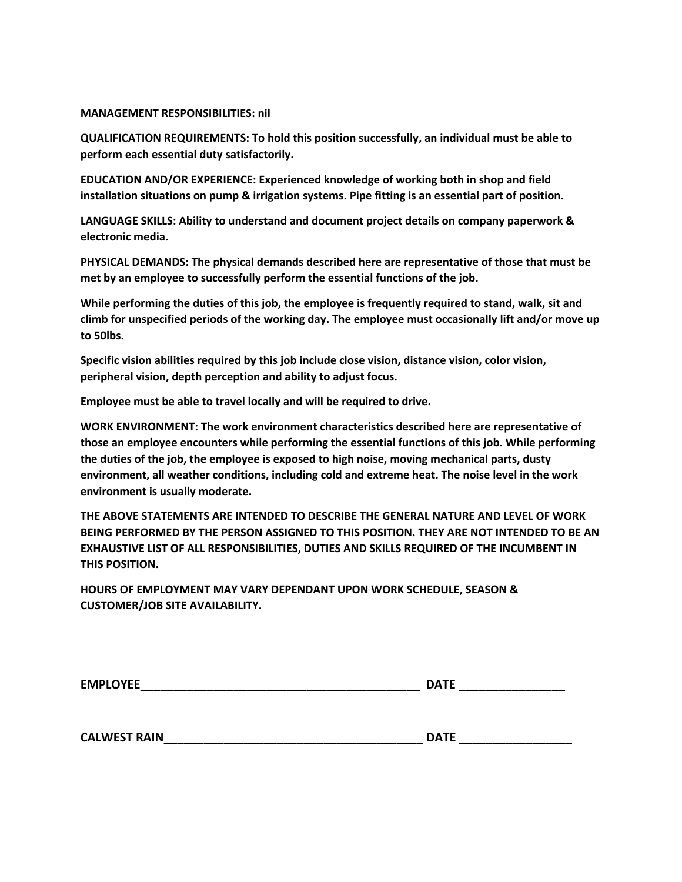**MANAGEMENT RESPONSIBILITIES: nil**

**QUALIFICATION REQUIREMENTS: To hold this position successfully, an individual must be able to perform each essential duty satisfactorily.**

**EDUCATION AND/OR EXPERIENCE: Experienced knowledge of working both in shop and field installation situations on pump & irrigation systems. Pipe fitting is an essential part of position.**

**LANGUAGE SKILLS: Ability to understand and document project details on company paperwork & electronic media.**

**PHYSICAL DEMANDS: The physical demands described here are representative of those that must be met by an employee to successfully perform the essential functions of the job.**

**While performing the duties of this job, the employee is frequently required to stand, walk, sit and climb for unspecified periods of the working day. The employee must occasionally lift and/or move up to 50lbs.**

**Specific vision abilities required by this job include close vision, distance vision, color vision, peripheral vision, depth perception and ability to adjust focus.**

**Employee must be able to travel locally and will be required to drive.**

**WORK ENVIRONMENT: The work environment characteristics described here are representative of those an employee encounters while performing the essential functions of this job. While performing the duties of the job, the employee is exposed to high noise, moving mechanical parts, dusty environment, all weather conditions, including cold and extreme heat. The noise level in the work environment is usually moderate.**

**THE ABOVE STATEMENTS ARE INTENDED TO DESCRIBE THE GENERAL NATURE AND LEVEL OF WORK BEING PERFORMED BY THE PERSON ASSIGNED TO THIS POSITION. THEY ARE NOT INTENDED TO BE AN EXHAUSTIVE LIST OF ALL RESPONSIBILITIES, DUTIES AND SKILLS REQUIRED OF THE INCUMBENT IN THIS POSITION.**

**HOURS OF EMPLOYMENT MAY VARY DEPENDANT UPON WORK SCHEDULE, SEASON & CUSTOMER/JOB SITE AVAILABILITY.**

**EMPLOYEE_____________________________________________ DATE ________________**

**CALWEST RAIN_________________________________________ DATE _________________**